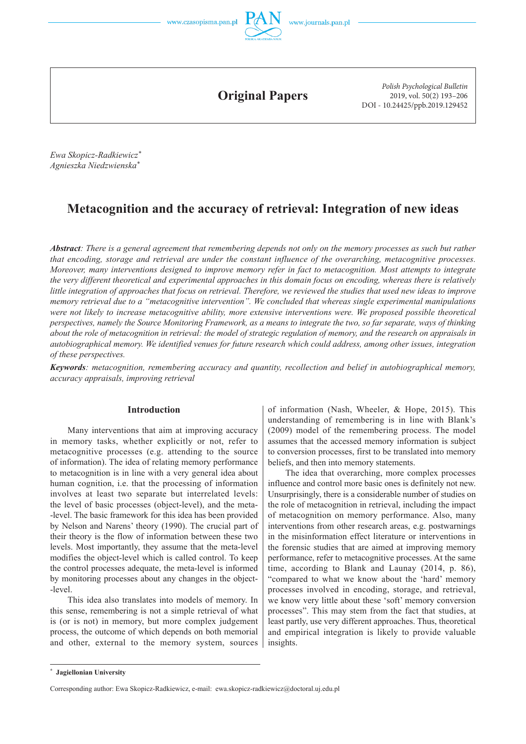Original Papers

Ewa Skopicz-Radkiewicz*
Agnieszka Niedzwienska*

# Metacognition and the accuracy of retrieval: Integration of new ideas

***Abstract**: There is a general agreement that remembering depends not only on the memory processes as such but rather that encoding, storage and retrieval are under the constant influence of the overarching, metacognitive processes. Moreover, many interventions designed to improve memory refer in fact to metacognition. Most attempts to integrate the very different theoretical and experimental approaches in this domain focus on encoding, whereas there is relatively little integration of approaches that focus on retrieval. Therefore, we reviewed the studies that used new ideas to improve memory retrieval due to a "metacognitive intervention". We concluded that whereas single experimental manipulations were not likely to increase metacognitive ability, more extensive interventions were. We proposed possible theoretical perspectives, namely the Source Monitoring Framework, as a means to integrate the two, so far separate, ways of thinking about the role of metacognition in retrieval: the model of strategic regulation of memory, and the research on appraisals in autobiographical memory. We identified venues for future research which could address, among other issues, integration of these perspectives.*

***Keywords**: metacognition, remembering accuracy and quantity, recollection and belief in autobiographical memory, accuracy appraisals, improving retrieval*

## Introduction

Many interventions that aim at improving accuracy in memory tasks, whether explicitly or not, refer to metacognitive processes (e.g. attending to the source of information). The idea of relating memory performance to metacognition is in line with a very general idea about human cognition, i.e. that the processing of information involves at least two separate but interrelated levels: the level of basic processes (object-level), and the meta-level. The basic framework for this idea has been provided by Nelson and Narens' theory (1990). The crucial part of their theory is the flow of information between these two levels. Most importantly, they assume that the meta-level modifies the object-level which is called control. To keep the control processes adequate, the meta-level is informed by monitoring processes about any changes in the object-level.

This idea also translates into models of memory. In this sense, remembering is not a simple retrieval of what is (or is not) in memory, but more complex judgement process, the outcome of which depends on both memorial and other, external to the memory system, sources of information (Nash, Wheeler, & Hope, 2015). This understanding of remembering is in line with Blank's (2009) model of the remembering process. The model assumes that the accessed memory information is subject to conversion processes, first to be translated into memory beliefs, and then into memory statements.

The idea that overarching, more complex processes influence and control more basic ones is definitely not new. Unsurprisingly, there is a considerable number of studies on the role of metacognition in retrieval, including the impact of metacognition on memory performance. Also, many interventions from other research areas, e.g. postwarnings in the misinformation effect literature or interventions in the forensic studies that are aimed at improving memory performance, refer to metacognitive processes. At the same time, according to Blank and Launay (2014, p. 86), "compared to what we know about the 'hard' memory processes involved in encoding, storage, and retrieval, we know very little about these 'soft' memory conversion processes". This may stem from the fact that studies, at least partly, use very different approaches. Thus, theoretical and empirical integration is likely to provide valuable insights.

---

* **Jagiellonian University**

Corresponding author: Ewa Skopicz-Radkiewicz, e-mail: ewa.skopicz-radkiewicz@doctoral.uj.edu.pl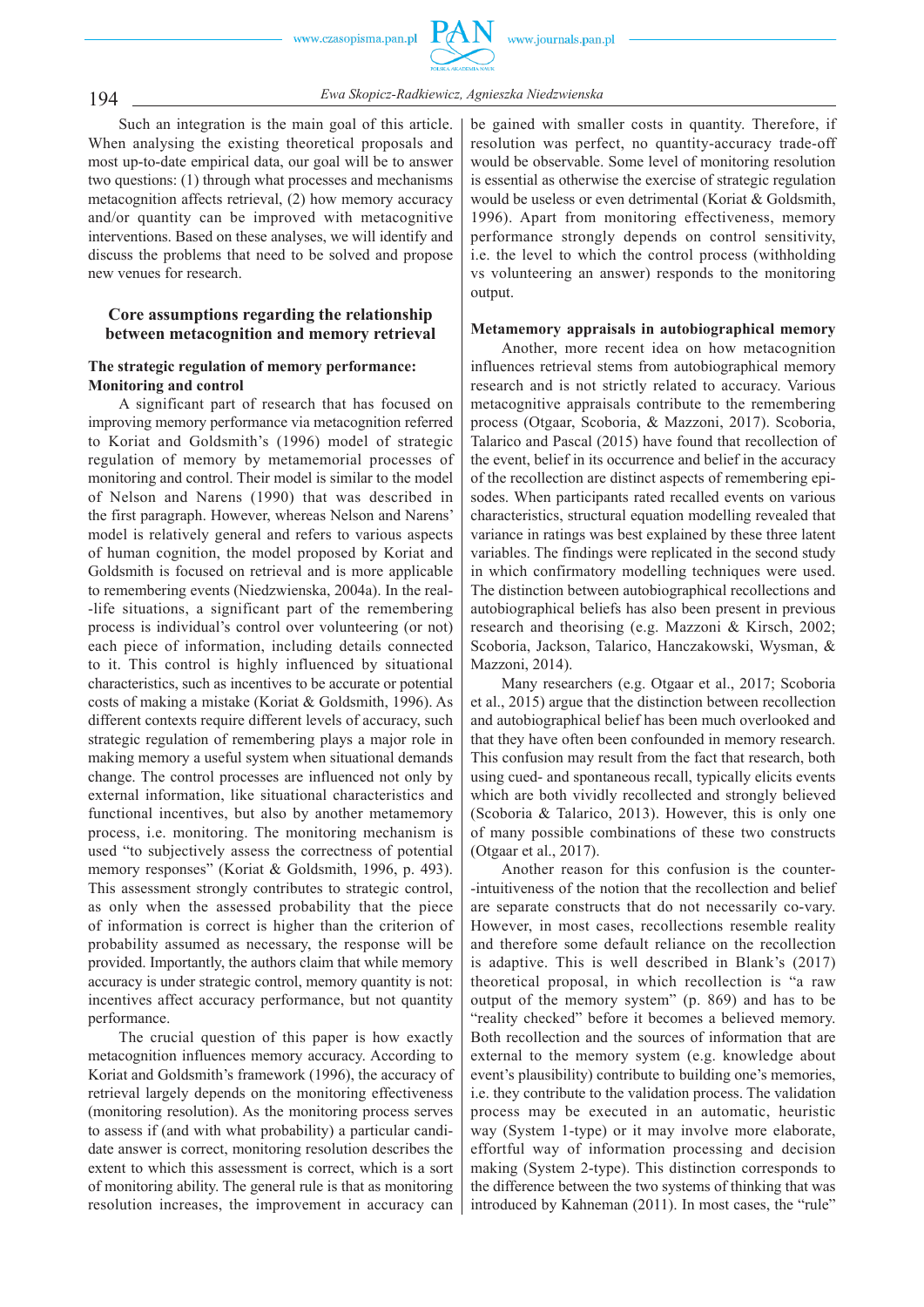Such an integration is the main goal of this article. When analysing the existing theoretical proposals and most up-to-date empirical data, our goal will be to answer two questions: (1) through what processes and mechanisms metacognition affects retrieval, (2) how memory accuracy and/or quantity can be improved with metacognitive interventions. Based on these analyses, we will identify and discuss the problems that need to be solved and propose new venues for research.

## Core assumptions regarding the relationship between metacognition and memory retrieval

### The strategic regulation of memory performance: Monitoring and control

A significant part of research that has focused on improving memory performance via metacognition referred to Koriat and Goldsmith's (1996) model of strategic regulation of memory by metamemorial processes of monitoring and control. Their model is similar to the model of Nelson and Narens (1990) that was described in the first paragraph. However, whereas Nelson and Narens' model is relatively general and refers to various aspects of human cognition, the model proposed by Koriat and Goldsmith is focused on retrieval and is more applicable to remembering events (Niedzwienska, 2004a). In the real-life situations, a significant part of the remembering process is individual's control over volunteering (or not) each piece of information, including details connected to it. This control is highly influenced by situational characteristics, such as incentives to be accurate or potential costs of making a mistake (Koriat & Goldsmith, 1996). As different contexts require different levels of accuracy, such strategic regulation of remembering plays a major role in making memory a useful system when situational demands change. The control processes are influenced not only by external information, like situational characteristics and functional incentives, but also by another metamemory process, i.e. monitoring. The monitoring mechanism is used "to subjectively assess the correctness of potential memory responses" (Koriat & Goldsmith, 1996, p. 493). This assessment strongly contributes to strategic control, as only when the assessed probability that the piece of information is correct is higher than the criterion of probability assumed as necessary, the response will be provided. Importantly, the authors claim that while memory accuracy is under strategic control, memory quantity is not: incentives affect accuracy performance, but not quantity performance.

The crucial question of this paper is how exactly metacognition influences memory accuracy. According to Koriat and Goldsmith's framework (1996), the accuracy of retrieval largely depends on the monitoring effectiveness (monitoring resolution). As the monitoring process serves to assess if (and with what probability) a particular candidate answer is correct, monitoring resolution describes the extent to which this assessment is correct, which is a sort of monitoring ability. The general rule is that as monitoring resolution increases, the improvement in accuracy can be gained with smaller costs in quantity. Therefore, if resolution was perfect, no quantity-accuracy trade-off would be observable. Some level of monitoring resolution is essential as otherwise the exercise of strategic regulation would be useless or even detrimental (Koriat & Goldsmith, 1996). Apart from monitoring effectiveness, memory performance strongly depends on control sensitivity, i.e. the level to which the control process (withholding vs volunteering an answer) responds to the monitoring output.

### Metamemory appraisals in autobiographical memory

Another, more recent idea on how metacognition influences retrieval stems from autobiographical memory research and is not strictly related to accuracy. Various metacognitive appraisals contribute to the remembering process (Otgaar, Scoboria, & Mazzoni, 2017). Scoboria, Talarico and Pascal (2015) have found that recollection of the event, belief in its occurrence and belief in the accuracy of the recollection are distinct aspects of remembering episodes. When participants rated recalled events on various characteristics, structural equation modelling revealed that variance in ratings was best explained by these three latent variables. The findings were replicated in the second study in which confirmatory modelling techniques were used. The distinction between autobiographical recollections and autobiographical beliefs has also been present in previous research and theorising (e.g. Mazzoni & Kirsch, 2002; Scoboria, Jackson, Talarico, Hanczakowski, Wysman, & Mazzoni, 2014).

Many researchers (e.g. Otgaar et al., 2017; Scoboria et al., 2015) argue that the distinction between recollection and autobiographical belief has been much overlooked and that they have often been confounded in memory research. This confusion may result from the fact that research, both using cued- and spontaneous recall, typically elicits events which are both vividly recollected and strongly believed (Scoboria & Talarico, 2013). However, this is only one of many possible combinations of these two constructs (Otgaar et al., 2017).

Another reason for this confusion is the counter-intuitiveness of the notion that the recollection and belief are separate constructs that do not necessarily co-vary. However, in most cases, recollections resemble reality and therefore some default reliance on the recollection is adaptive. This is well described in Blank's (2017) theoretical proposal, in which recollection is "a raw output of the memory system" (p. 869) and has to be "reality checked" before it becomes a believed memory. Both recollection and the sources of information that are external to the memory system (e.g. knowledge about event's plausibility) contribute to building one's memories, i.e. they contribute to the validation process. The validation process may be executed in an automatic, heuristic way (System 1-type) or it may involve more elaborate, effortful way of information processing and decision making (System 2-type). This distinction corresponds to the difference between the two systems of thinking that was introduced by Kahneman (2011). In most cases, the "rule"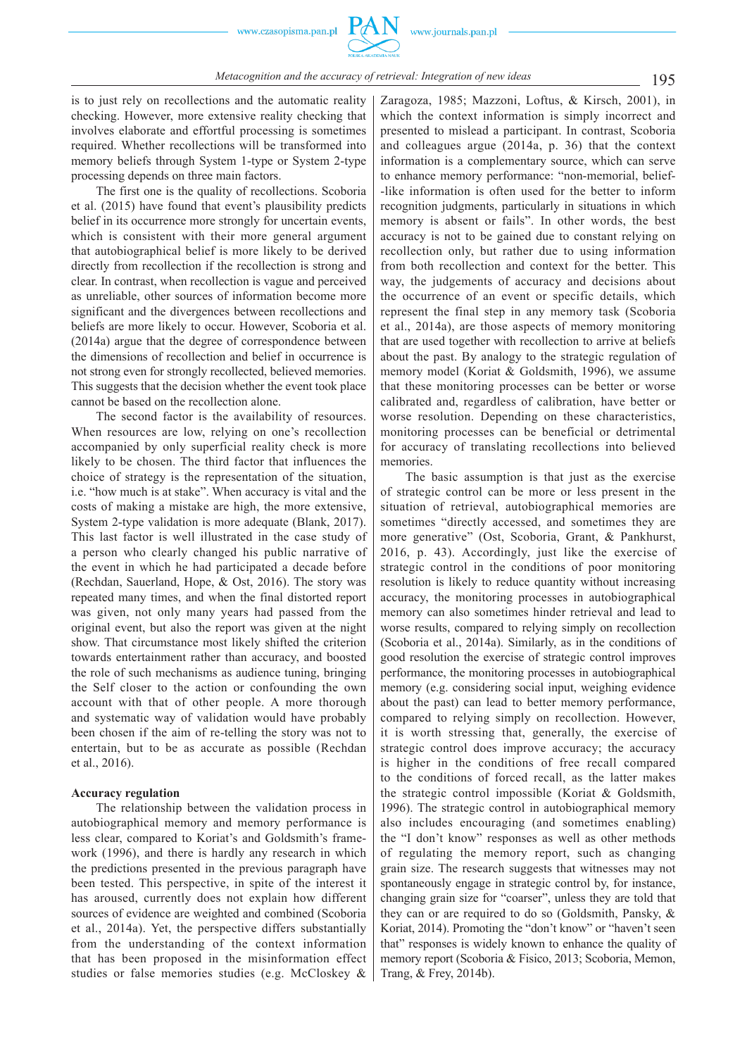is to just rely on recollections and the automatic reality checking. However, more extensive reality checking that involves elaborate and effortful processing is sometimes required. Whether recollections will be transformed into memory beliefs through System 1-type or System 2-type processing depends on three main factors.

The first one is the quality of recollections. Scoboria et al. (2015) have found that event's plausibility predicts belief in its occurrence more strongly for uncertain events, which is consistent with their more general argument that autobiographical belief is more likely to be derived directly from recollection if the recollection is strong and clear. In contrast, when recollection is vague and perceived as unreliable, other sources of information become more significant and the divergences between recollections and beliefs are more likely to occur. However, Scoboria et al. (2014a) argue that the degree of correspondence between the dimensions of recollection and belief in occurrence is not strong even for strongly recollected, believed memories. This suggests that the decision whether the event took place cannot be based on the recollection alone.

The second factor is the availability of resources. When resources are low, relying on one's recollection accompanied by only superficial reality check is more likely to be chosen. The third factor that influences the choice of strategy is the representation of the situation, i.e. "how much is at stake". When accuracy is vital and the costs of making a mistake are high, the more extensive, System 2-type validation is more adequate (Blank, 2017). This last factor is well illustrated in the case study of a person who clearly changed his public narrative of the event in which he had participated a decade before (Rechdan, Sauerland, Hope, & Ost, 2016). The story was repeated many times, and when the final distorted report was given, not only many years had passed from the original event, but also the report was given at the night show. That circumstance most likely shifted the criterion towards entertainment rather than accuracy, and boosted the role of such mechanisms as audience tuning, bringing the Self closer to the action or confounding the own account with that of other people. A more thorough and systematic way of validation would have probably been chosen if the aim of re-telling the story was not to entertain, but to be as accurate as possible (Rechdan et al., 2016).

**Accuracy regulation**

The relationship between the validation process in autobiographical memory and memory performance is less clear, compared to Koriat's and Goldsmith's framework (1996), and there is hardly any research in which the predictions presented in the previous paragraph have been tested. This perspective, in spite of the interest it has aroused, currently does not explain how different sources of evidence are weighted and combined (Scoboria et al., 2014a). Yet, the perspective differs substantially from the understanding of the context information that has been proposed in the misinformation effect studies or false memories studies (e.g. McCloskey & Zaragoza, 1985; Mazzoni, Loftus, & Kirsch, 2001), in which the context information is simply incorrect and presented to mislead a participant. In contrast, Scoboria and colleagues argue (2014a, p. 36) that the context information is a complementary source, which can serve to enhance memory performance: "non-memorial, belief-like information is often used for the better to inform recognition judgments, particularly in situations in which memory is absent or fails". In other words, the best accuracy is not to be gained due to constant relying on recollection only, but rather due to using information from both recollection and context for the better. This way, the judgements of accuracy and decisions about the occurrence of an event or specific details, which represent the final step in any memory task (Scoboria et al., 2014a), are those aspects of memory monitoring that are used together with recollection to arrive at beliefs about the past. By analogy to the strategic regulation of memory model (Koriat & Goldsmith, 1996), we assume that these monitoring processes can be better or worse calibrated and, regardless of calibration, have better or worse resolution. Depending on these characteristics, monitoring processes can be beneficial or detrimental for accuracy of translating recollections into believed memories.

The basic assumption is that just as the exercise of strategic control can be more or less present in the situation of retrieval, autobiographical memories are sometimes "directly accessed, and sometimes they are more generative" (Ost, Scoboria, Grant, & Pankhurst, 2016, p. 43). Accordingly, just like the exercise of strategic control in the conditions of poor monitoring resolution is likely to reduce quantity without increasing accuracy, the monitoring processes in autobiographical memory can also sometimes hinder retrieval and lead to worse results, compared to relying simply on recollection (Scoboria et al., 2014a). Similarly, as in the conditions of good resolution the exercise of strategic control improves performance, the monitoring processes in autobiographical memory (e.g. considering social input, weighing evidence about the past) can lead to better memory performance, compared to relying simply on recollection. However, it is worth stressing that, generally, the exercise of strategic control does improve accuracy; the accuracy is higher in the conditions of free recall compared to the conditions of forced recall, as the latter makes the strategic control impossible (Koriat & Goldsmith, 1996). The strategic control in autobiographical memory also includes encouraging (and sometimes enabling) the "I don't know" responses as well as other methods of regulating the memory report, such as changing grain size. The research suggests that witnesses may not spontaneously engage in strategic control by, for instance, changing grain size for "coarser", unless they are told that they can or are required to do so (Goldsmith, Pansky, & Koriat, 2014). Promoting the "don't know" or "haven't seen that" responses is widely known to enhance the quality of memory report (Scoboria & Fisico, 2013; Scoboria, Memon, Trang, & Frey, 2014b).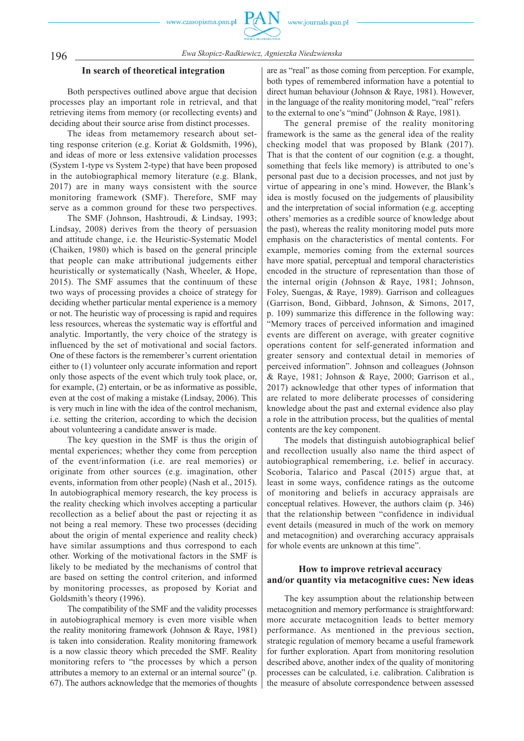## In search of theoretical integration

Both perspectives outlined above argue that decision processes play an important role in retrieval, and that retrieving items from memory (or recollecting events) and deciding about their source arise from distinct processes.

The ideas from metamemory research about setting response criterion (e.g. Koriat & Goldsmith, 1996), and ideas of more or less extensive validation processes (System 1-type vs System 2-type) that have been proposed in the autobiographical memory literature (e.g. Blank, 2017) are in many ways consistent with the source monitoring framework (SMF). Therefore, SMF may serve as a common ground for these two perspectives.

The SMF (Johnson, Hashtroudi, & Lindsay, 1993; Lindsay, 2008) derives from the theory of persuasion and attitude change, i.e. the Heuristic-Systematic Model (Chaiken, 1980) which is based on the general principle that people can make attributional judgements either heuristically or systematically (Nash, Wheeler, & Hope, 2015). The SMF assumes that the continuum of these two ways of processing provides a choice of strategy for deciding whether particular mental experience is a memory or not. The heuristic way of processing is rapid and requires less resources, whereas the systematic way is effortful and analytic. Importantly, the very choice of the strategy is influenced by the set of motivational and social factors. One of these factors is the rememberer's current orientation either to (1) volunteer only accurate information and report only those aspects of the event which truly took place, or, for example, (2) entertain, or be as informative as possible, even at the cost of making a mistake (Lindsay, 2006). This is very much in line with the idea of the control mechanism, i.e. setting the criterion, according to which the decision about volunteering a candidate answer is made.

The key question in the SMF is thus the origin of mental experiences; whether they come from perception of the event/information (i.e. are real memories) or originate from other sources (e.g. imagination, other events, information from other people) (Nash et al., 2015). In autobiographical memory research, the key process is the reality checking which involves accepting a particular recollection as a belief about the past or rejecting it as not being a real memory. These two processes (deciding about the origin of mental experience and reality check) have similar assumptions and thus correspond to each other. Working of the motivational factors in the SMF is likely to be mediated by the mechanisms of control that are based on setting the control criterion, and informed by monitoring processes, as proposed by Koriat and Goldsmith's theory (1996).

The compatibility of the SMF and the validity processes in autobiographical memory is even more visible when the reality monitoring framework (Johnson & Raye, 1981) is taken into consideration. Reality monitoring framework is a now classic theory which preceded the SMF. Reality monitoring refers to "the processes by which a person attributes a memory to an external or an internal source" (p. 67). The authors acknowledge that the memories of thoughts are as "real" as those coming from perception. For example, both types of remembered information have a potential to direct human behaviour (Johnson & Raye, 1981). However, in the language of the reality monitoring model, "real" refers to the external to one's "mind" (Johnson & Raye, 1981).

The general premise of the reality monitoring framework is the same as the general idea of the reality checking model that was proposed by Blank (2017). That is that the content of our cognition (e.g. a thought, something that feels like memory) is attributed to one's personal past due to a decision processes, and not just by virtue of appearing in one's mind. However, the Blank's idea is mostly focused on the judgements of plausibility and the interpretation of social information (e.g. accepting others' memories as a credible source of knowledge about the past), whereas the reality monitoring model puts more emphasis on the characteristics of mental contents. For example, memories coming from the external sources have more spatial, perceptual and temporal characteristics encoded in the structure of representation than those of the internal origin (Johnson & Raye, 1981; Johnson, Foley, Suengas, & Raye, 1989). Garrison and colleagues (Garrison, Bond, Gibbard, Johnson, & Simons, 2017, p. 109) summarize this difference in the following way: "Memory traces of perceived information and imagined events are different on average, with greater cognitive operations content for self-generated information and greater sensory and contextual detail in memories of perceived information". Johnson and colleagues (Johnson & Raye, 1981; Johnson & Raye, 2000; Garrison et al., 2017) acknowledge that other types of information that are related to more deliberate processes of considering knowledge about the past and external evidence also play a role in the attribution process, but the qualities of mental contents are the key component.

The models that distinguish autobiographical belief and recollection usually also name the third aspect of autobiographical remembering, i.e. belief in accuracy. Scoboria, Talarico and Pascal (2015) argue that, at least in some ways, confidence ratings as the outcome of monitoring and beliefs in accuracy appraisals are conceptual relatives. However, the authors claim (p. 346) that the relationship between "confidence in individual event details (measured in much of the work on memory and metacognition) and overarching accuracy appraisals for whole events are unknown at this time".

## How to improve retrieval accuracy and/or quantity via metacognitive cues: New ideas

The key assumption about the relationship between metacognition and memory performance is straightforward: more accurate metacognition leads to better memory performance. As mentioned in the previous section, strategic regulation of memory became a useful framework for further exploration. Apart from monitoring resolution described above, another index of the quality of monitoring processes can be calculated, i.e. calibration. Calibration is the measure of absolute correspondence between assessed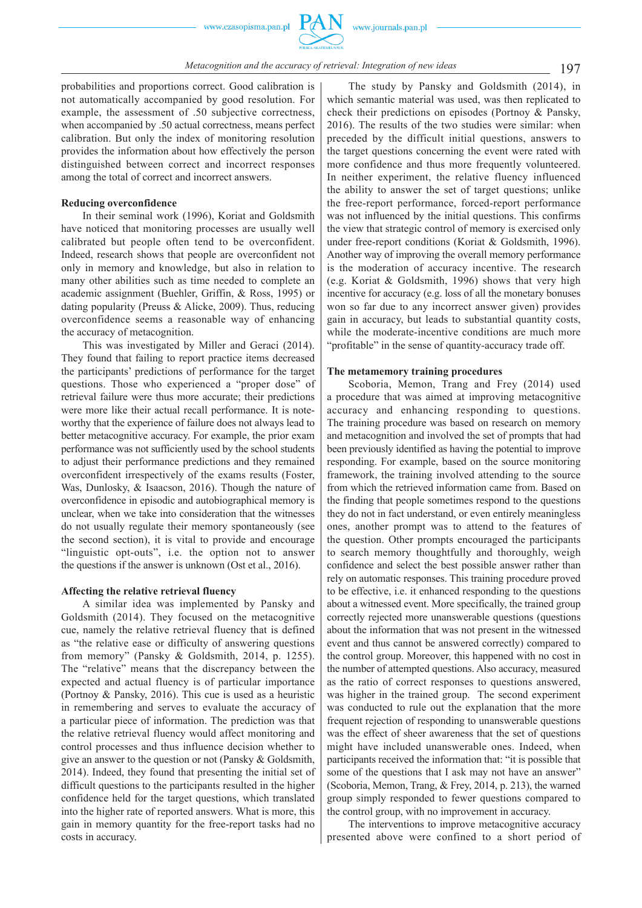probabilities and proportions correct. Good calibration is not automatically accompanied by good resolution. For example, the assessment of .50 subjective correctness, when accompanied by .50 actual correctness, means perfect calibration. But only the index of monitoring resolution provides the information about how effectively the person distinguished between correct and incorrect responses among the total of correct and incorrect answers.

**Reducing overconfidence**

In their seminal work (1996), Koriat and Goldsmith have noticed that monitoring processes are usually well calibrated but people often tend to be overconfident. Indeed, research shows that people are overconfident not only in memory and knowledge, but also in relation to many other abilities such as time needed to complete an academic assignment (Buehler, Griffin, & Ross, 1995) or dating popularity (Preuss & Alicke, 2009). Thus, reducing overconfidence seems a reasonable way of enhancing the accuracy of metacognition.

This was investigated by Miller and Geraci (2014). They found that failing to report practice items decreased the participants' predictions of performance for the target questions. Those who experienced a "proper dose" of retrieval failure were thus more accurate; their predictions were more like their actual recall performance. It is noteworthy that the experience of failure does not always lead to better metacognitive accuracy. For example, the prior exam performance was not sufficiently used by the school students to adjust their performance predictions and they remained overconfident irrespectively of the exams results (Foster, Was, Dunlosky, & Isaacson, 2016). Though the nature of overconfidence in episodic and autobiographical memory is unclear, when we take into consideration that the witnesses do not usually regulate their memory spontaneously (see the second section), it is vital to provide and encourage "linguistic opt-outs", i.e. the option not to answer the questions if the answer is unknown (Ost et al., 2016).

**Affecting the relative retrieval fluency**

A similar idea was implemented by Pansky and Goldsmith (2014). They focused on the metacognitive cue, namely the relative retrieval fluency that is defined as "the relative ease or difficulty of answering questions from memory" (Pansky & Goldsmith, 2014, p. 1255). The "relative" means that the discrepancy between the expected and actual fluency is of particular importance (Portnoy & Pansky, 2016). This cue is used as a heuristic in remembering and serves to evaluate the accuracy of a particular piece of information. The prediction was that the relative retrieval fluency would affect monitoring and control processes and thus influence decision whether to give an answer to the question or not (Pansky & Goldsmith, 2014). Indeed, they found that presenting the initial set of difficult questions to the participants resulted in the higher confidence held for the target questions, which translated into the higher rate of reported answers. What is more, this gain in memory quantity for the free-report tasks had no costs in accuracy.

The study by Pansky and Goldsmith (2014), in which semantic material was used, was then replicated to check their predictions on episodes (Portnoy & Pansky, 2016). The results of the two studies were similar: when preceded by the difficult initial questions, answers to the target questions concerning the event were rated with more confidence and thus more frequently volunteered. In neither experiment, the relative fluency influenced the ability to answer the set of target questions; unlike the free-report performance, forced-report performance was not influenced by the initial questions. This confirms the view that strategic control of memory is exercised only under free-report conditions (Koriat & Goldsmith, 1996). Another way of improving the overall memory performance is the moderation of accuracy incentive. The research (e.g. Koriat & Goldsmith, 1996) shows that very high incentive for accuracy (e.g. loss of all the monetary bonuses won so far due to any incorrect answer given) provides gain in accuracy, but leads to substantial quantity costs, while the moderate-incentive conditions are much more "profitable" in the sense of quantity-accuracy trade off.

**The metamemory training procedures**

Scoboria, Memon, Trang and Frey (2014) used a procedure that was aimed at improving metacognitive accuracy and enhancing responding to questions. The training procedure was based on research on memory and metacognition and involved the set of prompts that had been previously identified as having the potential to improve responding. For example, based on the source monitoring framework, the training involved attending to the source from which the retrieved information came from. Based on the finding that people sometimes respond to the questions they do not in fact understand, or even entirely meaningless ones, another prompt was to attend to the features of the question. Other prompts encouraged the participants to search memory thoughtfully and thoroughly, weigh confidence and select the best possible answer rather than rely on automatic responses. This training procedure proved to be effective, i.e. it enhanced responding to the questions about a witnessed event. More specifically, the trained group correctly rejected more unanswerable questions (questions about the information that was not present in the witnessed event and thus cannot be answered correctly) compared to the control group. Moreover, this happened with no cost in the number of attempted questions. Also accuracy, measured as the ratio of correct responses to questions answered, was higher in the trained group. The second experiment was conducted to rule out the explanation that the more frequent rejection of responding to unanswerable questions was the effect of sheer awareness that the set of questions might have included unanswerable ones. Indeed, when participants received the information that: "it is possible that some of the questions that I ask may not have an answer" (Scoboria, Memon, Trang, & Frey, 2014, p. 213), the warned group simply responded to fewer questions compared to the control group, with no improvement in accuracy.

The interventions to improve metacognitive accuracy presented above were confined to a short period of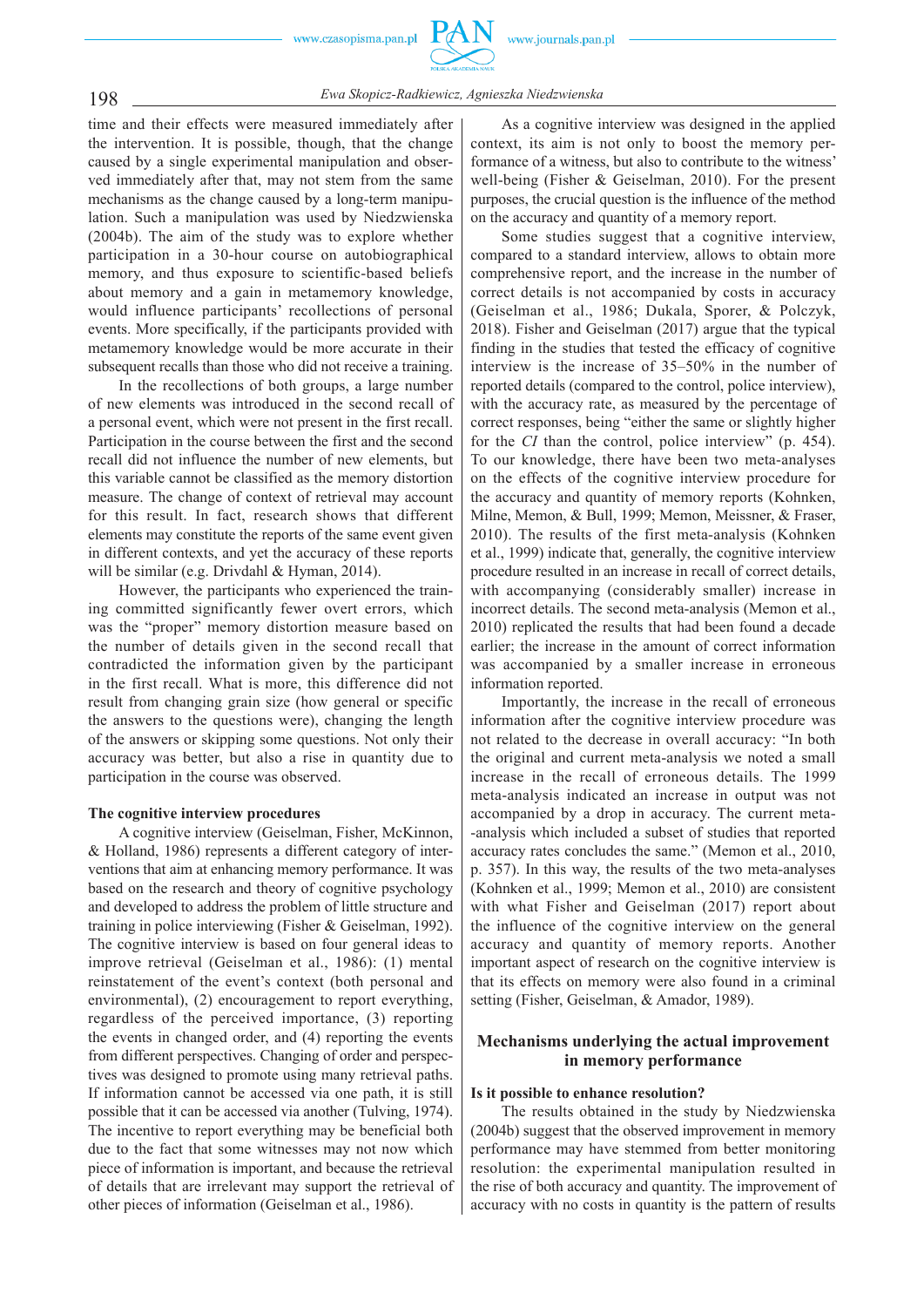time and their effects were measured immediately after the intervention. It is possible, though, that the change caused by a single experimental manipulation and observed immediately after that, may not stem from the same mechanisms as the change caused by a long-term manipulation. Such a manipulation was used by Niedzwienska (2004b). The aim of the study was to explore whether participation in a 30-hour course on autobiographical memory, and thus exposure to scientific-based beliefs about memory and a gain in metamemory knowledge, would influence participants' recollections of personal events. More specifically, if the participants provided with metamemory knowledge would be more accurate in their subsequent recalls than those who did not receive a training.

In the recollections of both groups, a large number of new elements was introduced in the second recall of a personal event, which were not present in the first recall. Participation in the course between the first and the second recall did not influence the number of new elements, but this variable cannot be classified as the memory distortion measure. The change of context of retrieval may account for this result. In fact, research shows that different elements may constitute the reports of the same event given in different contexts, and yet the accuracy of these reports will be similar (e.g. Drivdahl & Hyman, 2014).

However, the participants who experienced the training committed significantly fewer overt errors, which was the "proper" memory distortion measure based on the number of details given in the second recall that contradicted the information given by the participant in the first recall. What is more, this difference did not result from changing grain size (how general or specific the answers to the questions were), changing the length of the answers or skipping some questions. Not only their accuracy was better, but also a rise in quantity due to participation in the course was observed.

### The cognitive interview procedures

A cognitive interview (Geiselman, Fisher, McKinnon, & Holland, 1986) represents a different category of interventions that aim at enhancing memory performance. It was based on the research and theory of cognitive psychology and developed to address the problem of little structure and training in police interviewing (Fisher & Geiselman, 1992). The cognitive interview is based on four general ideas to improve retrieval (Geiselman et al., 1986): (1) mental reinstatement of the event's context (both personal and environmental), (2) encouragement to report everything, regardless of the perceived importance, (3) reporting the events in changed order, and (4) reporting the events from different perspectives. Changing of order and perspectives was designed to promote using many retrieval paths. If information cannot be accessed via one path, it is still possible that it can be accessed via another (Tulving, 1974). The incentive to report everything may be beneficial both due to the fact that some witnesses may not now which piece of information is important, and because the retrieval of details that are irrelevant may support the retrieval of other pieces of information (Geiselman et al., 1986).

As a cognitive interview was designed in the applied context, its aim is not only to boost the memory performance of a witness, but also to contribute to the witness' well-being (Fisher & Geiselman, 2010). For the present purposes, the crucial question is the influence of the method on the accuracy and quantity of a memory report.

Some studies suggest that a cognitive interview, compared to a standard interview, allows to obtain more comprehensive report, and the increase in the number of correct details is not accompanied by costs in accuracy (Geiselman et al., 1986; Dukala, Sporer, & Polczyk, 2018). Fisher and Geiselman (2017) argue that the typical finding in the studies that tested the efficacy of cognitive interview is the increase of 35–50% in the number of reported details (compared to the control, police interview), with the accuracy rate, as measured by the percentage of correct responses, being "either the same or slightly higher for the *CI* than the control, police interview" (p. 454). To our knowledge, there have been two meta-analyses on the effects of the cognitive interview procedure for the accuracy and quantity of memory reports (Kohnken, Milne, Memon, & Bull, 1999; Memon, Meissner, & Fraser, 2010). The results of the first meta-analysis (Kohnken et al., 1999) indicate that, generally, the cognitive interview procedure resulted in an increase in recall of correct details, with accompanying (considerably smaller) increase in incorrect details. The second meta-analysis (Memon et al., 2010) replicated the results that had been found a decade earlier; the increase in the amount of correct information was accompanied by a smaller increase in erroneous information reported.

Importantly, the increase in the recall of erroneous information after the cognitive interview procedure was not related to the decrease in overall accuracy: "In both the original and current meta-analysis we noted a small increase in the recall of erroneous details. The 1999 meta-analysis indicated an increase in output was not accompanied by a drop in accuracy. The current meta--analysis which included a subset of studies that reported accuracy rates concludes the same." (Memon et al., 2010, p. 357). In this way, the results of the two meta-analyses (Kohnken et al., 1999; Memon et al., 2010) are consistent with what Fisher and Geiselman (2017) report about the influence of the cognitive interview on the general accuracy and quantity of memory reports. Another important aspect of research on the cognitive interview is that its effects on memory were also found in a criminal setting (Fisher, Geiselman, & Amador, 1989).

## Mechanisms underlying the actual improvement in memory performance

### Is it possible to enhance resolution?

The results obtained in the study by Niedzwienska (2004b) suggest that the observed improvement in memory performance may have stemmed from better monitoring resolution: the experimental manipulation resulted in the rise of both accuracy and quantity. The improvement of accuracy with no costs in quantity is the pattern of results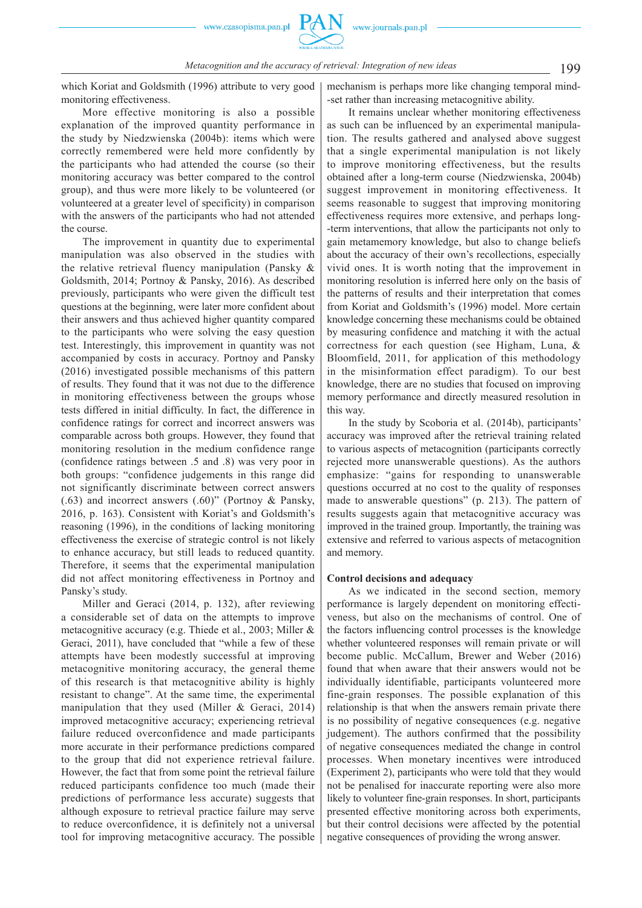which Koriat and Goldsmith (1996) attribute to very good monitoring effectiveness.

More effective monitoring is also a possible explanation of the improved quantity performance in the study by Niedzwienska (2004b): items which were correctly remembered were held more confidently by the participants who had attended the course (so their monitoring accuracy was better compared to the control group), and thus were more likely to be volunteered (or volunteered at a greater level of specificity) in comparison with the answers of the participants who had not attended the course.

The improvement in quantity due to experimental manipulation was also observed in the studies with the relative retrieval fluency manipulation (Pansky & Goldsmith, 2014; Portnoy & Pansky, 2016). As described previously, participants who were given the difficult test questions at the beginning, were later more confident about their answers and thus achieved higher quantity compared to the participants who were solving the easy question test. Interestingly, this improvement in quantity was not accompanied by costs in accuracy. Portnoy and Pansky (2016) investigated possible mechanisms of this pattern of results. They found that it was not due to the difference in monitoring effectiveness between the groups whose tests differed in initial difficulty. In fact, the difference in confidence ratings for correct and incorrect answers was comparable across both groups. However, they found that monitoring resolution in the medium confidence range (confidence ratings between .5 and .8) was very poor in both groups: "confidence judgements in this range did not significantly discriminate between correct answers (.63) and incorrect answers (.60)" (Portnoy & Pansky, 2016, p. 163). Consistent with Koriat's and Goldsmith's reasoning (1996), in the conditions of lacking monitoring effectiveness the exercise of strategic control is not likely to enhance accuracy, but still leads to reduced quantity. Therefore, it seems that the experimental manipulation did not affect monitoring effectiveness in Portnoy and Pansky's study.

Miller and Geraci (2014, p. 132), after reviewing a considerable set of data on the attempts to improve metacognitive accuracy (e.g. Thiede et al., 2003; Miller & Geraci, 2011), have concluded that "while a few of these attempts have been modestly successful at improving metacognitive monitoring accuracy, the general theme of this research is that metacognitive ability is highly resistant to change". At the same time, the experimental manipulation that they used (Miller & Geraci, 2014) improved metacognitive accuracy; experiencing retrieval failure reduced overconfidence and made participants more accurate in their performance predictions compared to the group that did not experience retrieval failure. However, the fact that from some point the retrieval failure reduced participants confidence too much (made their predictions of performance less accurate) suggests that although exposure to retrieval practice failure may serve to reduce overconfidence, it is definitely not a universal tool for improving metacognitive accuracy. The possible mechanism is perhaps more like changing temporal mind-set rather than increasing metacognitive ability.

It remains unclear whether monitoring effectiveness as such can be influenced by an experimental manipulation. The results gathered and analysed above suggest that a single experimental manipulation is not likely to improve monitoring effectiveness, but the results obtained after a long-term course (Niedzwienska, 2004b) suggest improvement in monitoring effectiveness. It seems reasonable to suggest that improving monitoring effectiveness requires more extensive, and perhaps long-term interventions, that allow the participants not only to gain metamemory knowledge, but also to change beliefs about the accuracy of their own recollections, especially vivid ones. It is worth noting that the improvement in monitoring resolution is inferred here only on the basis of the patterns of results and their interpretation that comes from Koriat and Goldsmith's (1996) model. More certain knowledge concerning these mechanisms could be obtained by measuring confidence and matching it with the actual correctness for each question (see Higham, Luna, & Bloomfield, 2011, for application of this methodology in the misinformation effect paradigm). To our best knowledge, there are no studies that focused on improving memory performance and directly measured resolution in this way.

In the study by Scoboria et al. (2014b), participants' accuracy was improved after the retrieval training related to various aspects of metacognition (participants correctly rejected more unanswerable questions). As the authors emphasize: "gains for responding to unanswerable questions occurred at no cost to the quality of responses made to answerable questions" (p. 213). The pattern of results suggests again that metacognitive accuracy was improved in the trained group. Importantly, the training was extensive and referred to various aspects of metacognition and memory.

### Control decisions and adequacy

As we indicated in the second section, memory performance is largely dependent on monitoring effectiveness, but also on the mechanisms of control. One of the factors influencing control processes is the knowledge whether volunteered responses will remain private or will become public. McCallum, Brewer and Weber (2016) found that when aware that their answers would not be individually identifiable, participants volunteered more fine-grain responses. The possible explanation of this relationship is that when the answers remain private there is no possibility of negative consequences (e.g. negative judgement). The authors confirmed that the possibility of negative consequences mediated the change in control processes. When monetary incentives were introduced (Experiment 2), participants who were told that they would not be penalised for inaccurate reporting were also more likely to volunteer fine-grain responses. In short, participants presented effective monitoring across both experiments, but their control decisions were affected by the potential negative consequences of providing the wrong answer.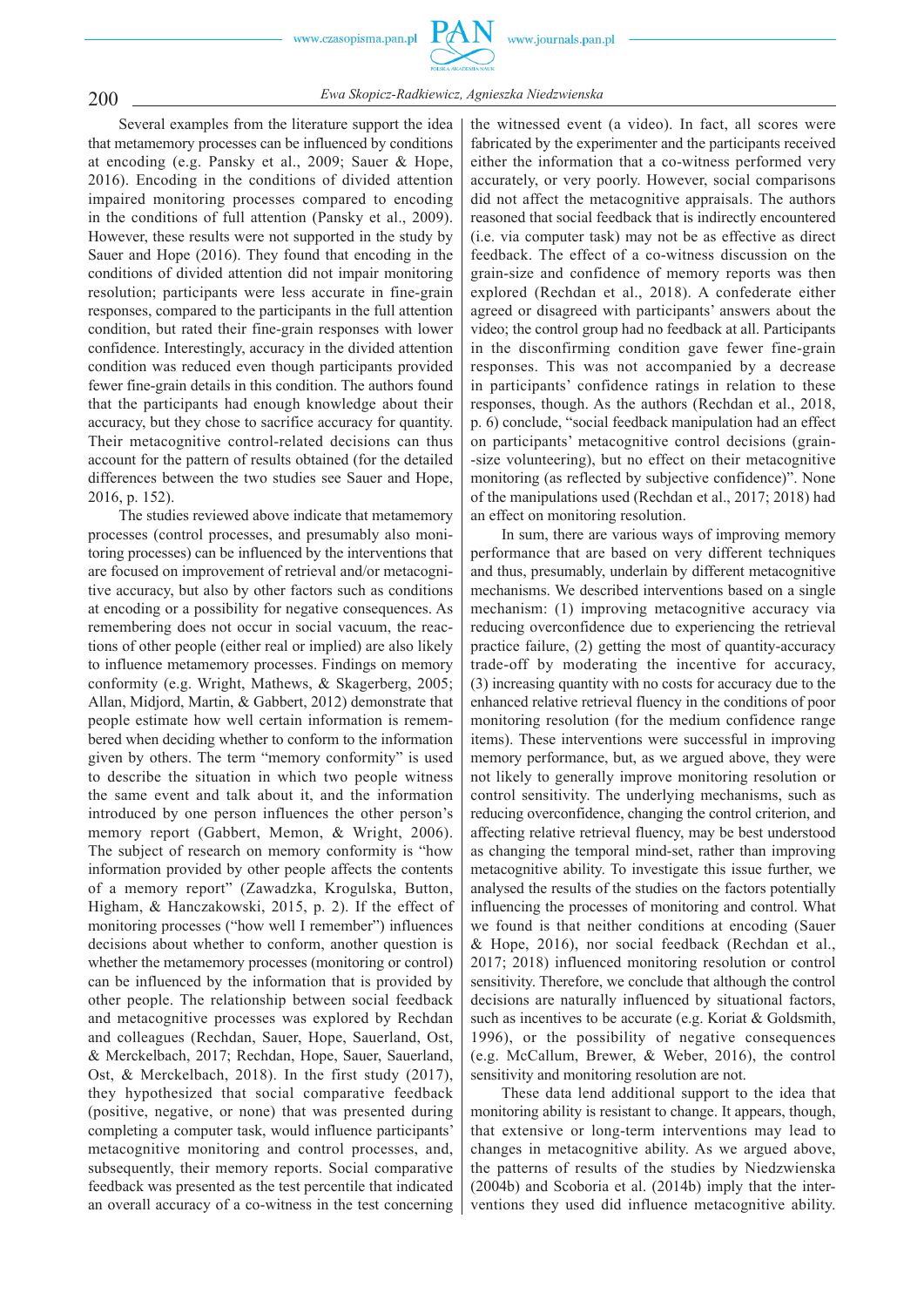Several examples from the literature support the idea that metamemory processes can be influenced by conditions at encoding (e.g. Pansky et al., 2009; Sauer & Hope, 2016). Encoding in the conditions of divided attention impaired monitoring processes compared to encoding in the conditions of full attention (Pansky et al., 2009). However, these results were not supported in the study by Sauer and Hope (2016). They found that encoding in the conditions of divided attention did not impair monitoring resolution; participants were less accurate in fine-grain responses, compared to the participants in the full attention condition, but rated their fine-grain responses with lower confidence. Interestingly, accuracy in the divided attention condition was reduced even though participants provided fewer fine-grain details in this condition. The authors found that the participants had enough knowledge about their accuracy, but they chose to sacrifice accuracy for quantity. Their metacognitive control-related decisions can thus account for the pattern of results obtained (for the detailed differences between the two studies see Sauer and Hope, 2016, p. 152).

The studies reviewed above indicate that metamemory processes (control processes, and presumably also monitoring processes) can be influenced by the interventions that are focused on improvement of retrieval and/or metacognitive accuracy, but also by other factors such as conditions at encoding or a possibility for negative consequences. As remembering does not occur in social vacuum, the reactions of other people (either real or implied) are also likely to influence metamemory processes. Findings on memory conformity (e.g. Wright, Mathews, & Skagerberg, 2005; Allan, Midjord, Martin, & Gabbert, 2012) demonstrate that people estimate how well certain information is remembered when deciding whether to conform to the information given by others. The term "memory conformity" is used to describe the situation in which two people witness the same event and talk about it, and the information introduced by one person influences the other person's memory report (Gabbert, Memon, & Wright, 2006). The subject of research on memory conformity is "how information provided by other people affects the contents of a memory report" (Zawadzka, Krogulska, Button, Higham, & Hanczakowski, 2015, p. 2). If the effect of monitoring processes ("how well I remember") influences decisions about whether to conform, another question is whether the metamemory processes (monitoring or control) can be influenced by the information that is provided by other people. The relationship between social feedback and metacognitive processes was explored by Rechdan and colleagues (Rechdan, Sauer, Hope, Sauerland, Ost, & Merckelbach, 2017; Rechdan, Hope, Sauer, Sauerland, Ost, & Merckelbach, 2018). In the first study (2017), they hypothesized that social comparative feedback (positive, negative, or none) that was presented during completing a computer task, would influence participants' metacognitive monitoring and control processes, and, subsequently, their memory reports. Social comparative feedback was presented as the test percentile that indicated an overall accuracy of a co-witness in the test concerning the witnessed event (a video). In fact, all scores were fabricated by the experimenter and the participants received either the information that a co-witness performed very accurately, or very poorly. However, social comparisons did not affect the metacognitive appraisals. The authors reasoned that social feedback that is indirectly encountered (i.e. via computer task) may not be as effective as direct feedback. The effect of a co-witness discussion on the grain-size and confidence of memory reports was then explored (Rechdan et al., 2018). A confederate either agreed or disagreed with participants' answers about the video; the control group had no feedback at all. Participants in the disconfirming condition gave fewer fine-grain responses. This was not accompanied by a decrease in participants' confidence ratings in relation to these responses, though. As the authors (Rechdan et al., 2018, p. 6) conclude, "social feedback manipulation had an effect on participants' metacognitive control decisions (grain--size volunteering), but no effect on their metacognitive monitoring (as reflected by subjective confidence)". None of the manipulations used (Rechdan et al., 2017; 2018) had an effect on monitoring resolution.

In sum, there are various ways of improving memory performance that are based on very different techniques and thus, presumably, underlain by different metacognitive mechanisms. We described interventions based on a single mechanism: (1) improving metacognitive accuracy via reducing overconfidence due to experiencing the retrieval practice failure, (2) getting the most of quantity-accuracy trade-off by moderating the incentive for accuracy, (3) increasing quantity with no costs for accuracy due to the enhanced relative retrieval fluency in the conditions of poor monitoring resolution (for the medium confidence range items). These interventions were successful in improving memory performance, but, as we argued above, they were not likely to generally improve monitoring resolution or control sensitivity. The underlying mechanisms, such as reducing overconfidence, changing the control criterion, and affecting relative retrieval fluency, may be best understood as changing the temporal mind-set, rather than improving metacognitive ability. To investigate this issue further, we analysed the results of the studies on the factors potentially influencing the processes of monitoring and control. What we found is that neither conditions at encoding (Sauer & Hope, 2016), nor social feedback (Rechdan et al., 2017; 2018) influenced monitoring resolution or control sensitivity. Therefore, we conclude that although the control decisions are naturally influenced by situational factors, such as incentives to be accurate (e.g. Koriat & Goldsmith, 1996), or the possibility of negative consequences (e.g. McCallum, Brewer, & Weber, 2016), the control sensitivity and monitoring resolution are not.

These data lend additional support to the idea that monitoring ability is resistant to change. It appears, though, that extensive or long-term interventions may lead to changes in metacognitive ability. As we argued above, the patterns of results of the studies by Niedzwienska (2004b) and Scoboria et al. (2014b) imply that the interventions they used did influence metacognitive ability.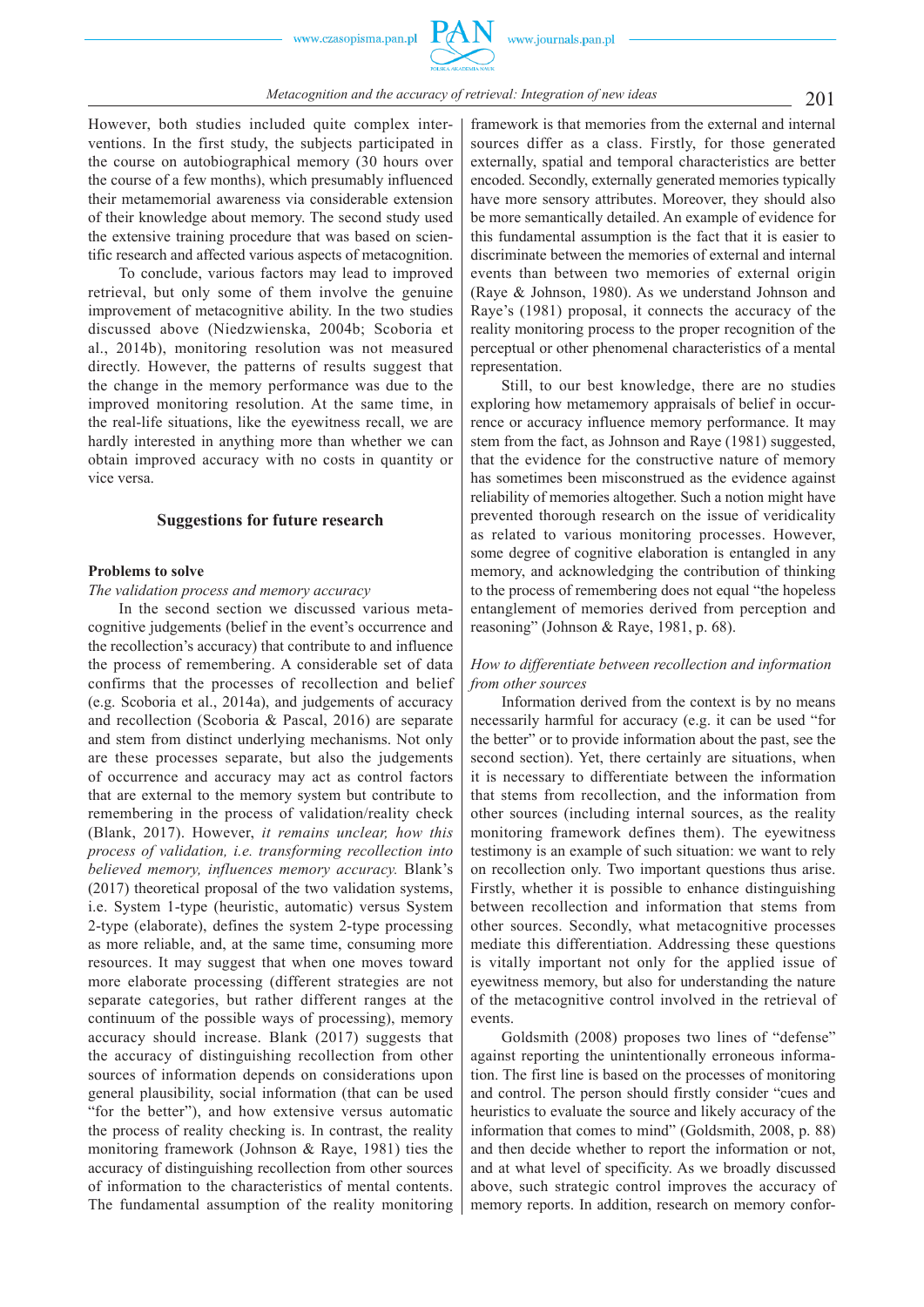However, both studies included quite complex interventions. In the first study, the subjects participated in the course on autobiographical memory (30 hours over the course of a few months), which presumably influenced their metamemorial awareness via considerable extension of their knowledge about memory. The second study used the extensive training procedure that was based on scientific research and affected various aspects of metacognition.

To conclude, various factors may lead to improved retrieval, but only some of them involve the genuine improvement of metacognitive ability. In the two studies discussed above (Niedzwienska, 2004b; Scoboria et al., 2014b), monitoring resolution was not measured directly. However, the patterns of results suggest that the change in the memory performance was due to the improved monitoring resolution. At the same time, in the real-life situations, like the eyewitness recall, we are hardly interested in anything more than whether we can obtain improved accuracy with no costs in quantity or vice versa.

## Suggestions for future research

### Problems to solve

*The validation process and memory accuracy*

In the second section we discussed various metacognitive judgements (belief in the event's occurrence and the recollection's accuracy) that contribute to and influence the process of remembering. A considerable set of data confirms that the processes of recollection and belief (e.g. Scoboria et al., 2014a), and judgements of accuracy and recollection (Scoboria & Pascal, 2016) are separate and stem from distinct underlying mechanisms. Not only are these processes separate, but also the judgements of occurrence and accuracy may act as control factors that are external to the memory system but contribute to remembering in the process of validation/reality check (Blank, 2017). However, *it remains unclear, how this process of validation, i.e. transforming recollection into believed memory, influences memory accuracy.* Blank's (2017) theoretical proposal of the two validation systems, i.e. System 1-type (heuristic, automatic) versus System 2-type (elaborate), defines the system 2-type processing as more reliable, and, at the same time, consuming more resources. It may suggest that when one moves toward more elaborate processing (different strategies are not separate categories, but rather different ranges at the continuum of the possible ways of processing), memory accuracy should increase. Blank (2017) suggests that the accuracy of distinguishing recollection from other sources of information depends on considerations upon general plausibility, social information (that can be used "for the better"), and how extensive versus automatic the process of reality checking is. In contrast, the reality monitoring framework (Johnson & Raye, 1981) ties the accuracy of distinguishing recollection from other sources of information to the characteristics of mental contents. The fundamental assumption of the reality monitoring framework is that memories from the external and internal sources differ as a class. Firstly, for those generated externally, spatial and temporal characteristics are better encoded. Secondly, externally generated memories typically have more sensory attributes. Moreover, they should also be more semantically detailed. An example of evidence for this fundamental assumption is the fact that it is easier to discriminate between the memories of external and internal events than between two memories of external origin (Raye & Johnson, 1980). As we understand Johnson and Raye's (1981) proposal, it connects the accuracy of the reality monitoring process to the proper recognition of the perceptual or other phenomenal characteristics of a mental representation.

Still, to our best knowledge, there are no studies exploring how metamemory appraisals of belief in occurrence or accuracy influence memory performance. It may stem from the fact, as Johnson and Raye (1981) suggested, that the evidence for the constructive nature of memory has sometimes been misconstrued as the evidence against reliability of memories altogether. Such a notion might have prevented thorough research on the issue of veridicality as related to various monitoring processes. However, some degree of cognitive elaboration is entangled in any memory, and acknowledging the contribution of thinking to the process of remembering does not equal "the hopeless entanglement of memories derived from perception and reasoning" (Johnson & Raye, 1981, p. 68).

*How to differentiate between recollection and information from other sources*

Information derived from the context is by no means necessarily harmful for accuracy (e.g. it can be used "for the better" or to provide information about the past, see the second section). Yet, there certainly are situations, when it is necessary to differentiate between the information that stems from recollection, and the information from other sources (including internal sources, as the reality monitoring framework defines them). The eyewitness testimony is an example of such situation: we want to rely on recollection only. Two important questions thus arise. Firstly, whether it is possible to enhance distinguishing between recollection and information that stems from other sources. Secondly, what metacognitive processes mediate this differentiation. Addressing these questions is vitally important not only for the applied issue of eyewitness memory, but also for understanding the nature of the metacognitive control involved in the retrieval of events.

Goldsmith (2008) proposes two lines of "defense" against reporting the unintentionally erroneous information. The first line is based on the processes of monitoring and control. The person should firstly consider "cues and heuristics to evaluate the source and likely accuracy of the information that comes to mind" (Goldsmith, 2008, p. 88) and then decide whether to report the information or not, and at what level of specificity. As we broadly discussed above, such strategic control improves the accuracy of memory reports. In addition, research on memory confor-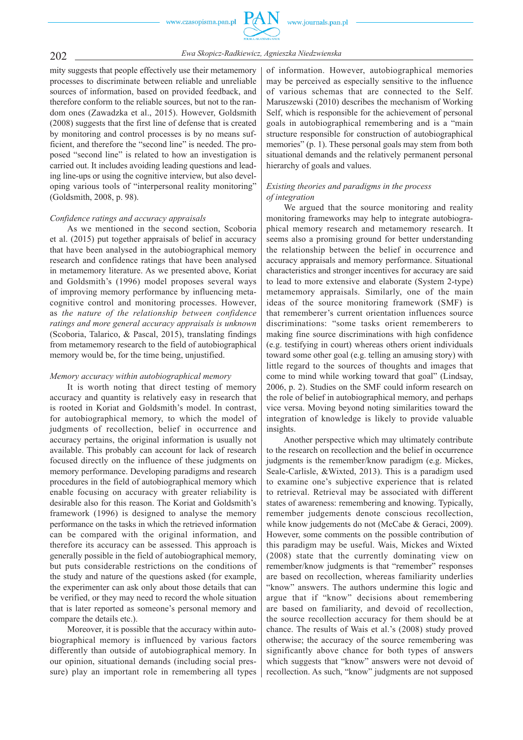mity suggests that people effectively use their metamemory processes to discriminate between reliable and unreliable sources of information, based on provided feedback, and therefore conform to the reliable sources, but not to the random ones (Zawadzka et al., 2015). However, Goldsmith (2008) suggests that the first line of defense that is created by monitoring and control processes is by no means sufficient, and therefore the "second line" is needed. The proposed "second line" is related to how an investigation is carried out. It includes avoiding leading questions and leading line-ups or using the cognitive interview, but also developing various tools of "interpersonal reality monitoring" (Goldsmith, 2008, p. 98).

*Confidence ratings and accuracy appraisals*

As we mentioned in the second section, Scoboria et al. (2015) put together appraisals of belief in accuracy that have been analysed in the autobiographical memory research and confidence ratings that have been analysed in metamemory literature. As we presented above, Koriat and Goldsmith's (1996) model proposes several ways of improving memory performance by influencing metacognitive control and monitoring processes. However, as *the nature of the relationship between confidence ratings and more general accuracy appraisals is unknown* (Scoboria, Talarico, & Pascal, 2015), translating findings from metamemory research to the field of autobiographical memory would be, for the time being, unjustified.

*Memory accuracy within autobiographical memory*

It is worth noting that direct testing of memory accuracy and quantity is relatively easy in research that is rooted in Koriat and Goldsmith's model. In contrast, for autobiographical memory, to which the model of judgments of recollection, belief in occurrence and accuracy pertains, the original information is usually not available. This probably can account for lack of research focused directly on the influence of these judgments on memory performance. Developing paradigms and research procedures in the field of autobiographical memory which enable focusing on accuracy with greater reliability is desirable also for this reason. The Koriat and Goldsmith's (1996) framework is designed to analyse the memory performance on the tasks in which the retrieved information can be compared with the original information, and therefore its accuracy can be assessed. This approach is generally possible in the field of autobiographical memory, but puts considerable restrictions on the conditions of the study and nature of the questions asked (for example, the experimenter can ask only about those details that can be verified, or they may need to record the whole situation that is later reported as someone's personal memory and compare the details etc.).

Moreover, it is possible that the accuracy within autobiographical memory is influenced by various factors differently than outside of autobiographical memory. In our opinion, situational demands (including social pressure) play an important role in remembering all types of information. However, autobiographical memories may be perceived as especially sensitive to the influence of various schemas that are connected to the Self. Maruszewski (2010) describes the mechanism of Working Self, which is responsible for the achievement of personal goals in autobiographical remembering and is a "main structure responsible for construction of autobiographical memories" (p. 1). These personal goals may stem from both situational demands and the relatively permanent personal hierarchy of goals and values.

*Existing theories and paradigms in the process of integration*

We argued that the source monitoring and reality monitoring frameworks may help to integrate autobiographical memory research and metamemory research. It seems also a promising ground for better understanding the relationship between the belief in occurrence and accuracy appraisals and memory performance. Situational characteristics and stronger incentives for accuracy are said to lead to more extensive and elaborate (System 2-type) metamemory appraisals. Similarly, one of the main ideas of the source monitoring framework (SMF) is that rememberer's current orientation influences source discriminations: "some tasks orient rememberers to making fine source discriminations with high confidence (e.g. testifying in court) whereas others orient individuals toward some other goal (e.g. telling an amusing story) with little regard to the sources of thoughts and images that come to mind while working toward that goal" (Lindsay, 2006, p. 2). Studies on the SMF could inform research on the role of belief in autobiographical memory, and perhaps vice versa. Moving beyond noting similarities toward the integration of knowledge is likely to provide valuable insights.

Another perspective which may ultimately contribute to the research on recollection and the belief in occurrence judgments is the remember/know paradigm (e.g. Mickes, Seale-Carlisle, &Wixted, 2013). This is a paradigm used to examine one's subjective experience that is related to retrieval. Retrieval may be associated with different states of awareness: remembering and knowing. Typically, remember judgements denote conscious recollection, while know judgements do not (McCabe & Geraci, 2009). However, some comments on the possible contribution of this paradigm may be useful. Wais, Mickes and Wixted (2008) state that the currently dominating view on remember/know judgments is that "remember" responses are based on recollection, whereas familiarity underlies "know" answers. The authors undermine this logic and argue that if "know" decisions about remembering are based on familiarity, and devoid of recollection, the source recollection accuracy for them should be at chance. The results of Wais et al.'s (2008) study proved otherwise; the accuracy of the source remembering was significantly above chance for both types of answers which suggests that "know" answers were not devoid of recollection. As such, "know" judgments are not supposed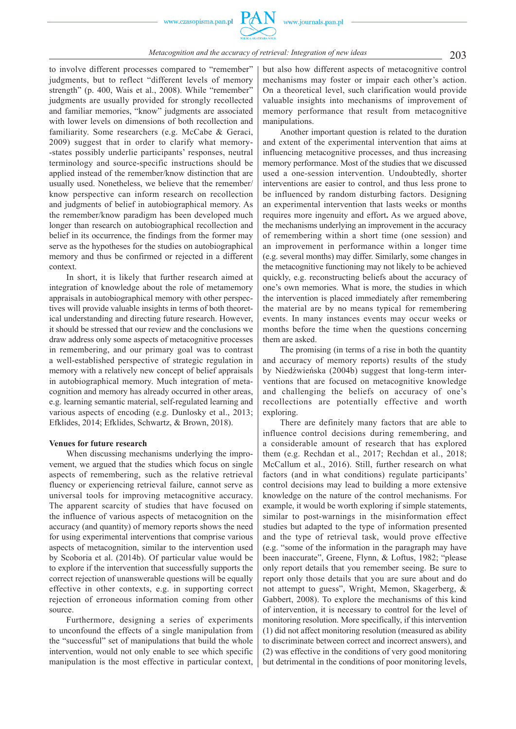to involve different processes compared to "remember" judgments, but to reflect "different levels of memory strength" (p. 400, Wais et al., 2008). While "remember" judgments are usually provided for strongly recollected and familiar memories, "know" judgments are associated with lower levels on dimensions of both recollection and familiarity. Some researchers (e.g. McCabe & Geraci, 2009) suggest that in order to clarify what memory-states possibly underlie participants' responses, neutral terminology and source-specific instructions should be applied instead of the remember/know distinction that are usually used. Nonetheless, we believe that the remember/know perspective can inform research on recollection and judgments of belief in autobiographical memory. As the remember/know paradigm has been developed much longer than research on autobiographical recollection and belief in its occurrence, the findings from the former may serve as the hypotheses for the studies on autobiographical memory and thus be confirmed or rejected in a different context.

In short, it is likely that further research aimed at integration of knowledge about the role of metamemory appraisals in autobiographical memory with other perspectives will provide valuable insights in terms of both theoretical understanding and directing future research. However, it should be stressed that our review and the conclusions we draw address only some aspects of metacognitive processes in remembering, and our primary goal was to contrast a well-established perspective of strategic regulation in memory with a relatively new concept of belief appraisals in autobiographical memory. Much integration of metacognition and memory has already occurred in other areas, e.g. learning semantic material, self-regulated learning and various aspects of encoding (e.g. Dunlosky et al., 2013; Efklides, 2014; Efklides, Schwartz, & Brown, 2018).

**Venues for future research**

When discussing mechanisms underlying the improvement, we argued that the studies which focus on single aspects of remembering, such as the relative retrieval fluency or experiencing retrieval failure, cannot serve as universal tools for improving metacognitive accuracy. The apparent scarcity of studies that have focused on the influence of various aspects of metacognition on the accuracy (and quantity) of memory reports shows the need for using experimental interventions that comprise various aspects of metacognition, similar to the intervention used by Scoboria et al. (2014b). Of particular value would be to explore if the intervention that successfully supports the correct rejection of unanswerable questions will be equally effective in other contexts, e.g. in supporting correct rejection of erroneous information coming from other source.

Furthermore, designing a series of experiments to unconfound the effects of a single manipulation from the "successful" set of manipulations that build the whole intervention, would not only enable to see which specific manipulation is the most effective in particular context, but also how different aspects of metacognitive control mechanisms may foster or impair each other's action. On a theoretical level, such clarification would provide valuable insights into mechanisms of improvement of memory performance that result from metacognitive manipulations.

Another important question is related to the duration and extent of the experimental intervention that aims at influencing metacognitive processes, and thus increasing memory performance. Most of the studies that we discussed used a one-session intervention. Undoubtedly, shorter interventions are easier to control, and thus less prone to be influenced by random disturbing factors. Designing an experimental intervention that lasts weeks or months requires more ingenuity and effort**.** As we argued above, the mechanisms underlying an improvement in the accuracy of remembering within a short time (one session) and an improvement in performance within a longer time (e.g. several months) may differ. Similarly, some changes in the metacognitive functioning may not likely to be achieved quickly, e.g. reconstructing beliefs about the accuracy of one's own memories. What is more, the studies in which the intervention is placed immediately after remembering the material are by no means typical for remembering events. In many instances events may occur weeks or months before the time when the questions concerning them are asked.

The promising (in terms of a rise in both the quantity and accuracy of memory reports) results of the study by Niedźwieńska (2004b) suggest that long-term interventions that are focused on metacognitive knowledge and challenging the beliefs on accuracy of one's recollections are potentially effective and worth exploring.

There are definitely many factors that are able to influence control decisions during remembering, and a considerable amount of research that has explored them (e.g. Rechdan et al., 2017; Rechdan et al., 2018; McCallum et al., 2016). Still, further research on what factors (and in what conditions) regulate participants' control decisions may lead to building a more extensive knowledge on the nature of the control mechanisms. For example, it would be worth exploring if simple statements, similar to post-warnings in the misinformation effect studies but adapted to the type of information presented and the type of retrieval task, would prove effective (e.g. "some of the information in the paragraph may have been inaccurate", Greene, Flynn, & Loftus, 1982; "please only report details that you remember seeing. Be sure to report only those details that you are sure about and do not attempt to guess", Wright, Memon, Skagerberg, & Gabbert, 2008). To explore the mechanisms of this kind of intervention, it is necessary to control for the level of monitoring resolution. More specifically, if this intervention (1) did not affect monitoring resolution (measured as ability to discriminate between correct and incorrect answers), and (2) was effective in the conditions of very good monitoring but detrimental in the conditions of poor monitoring levels,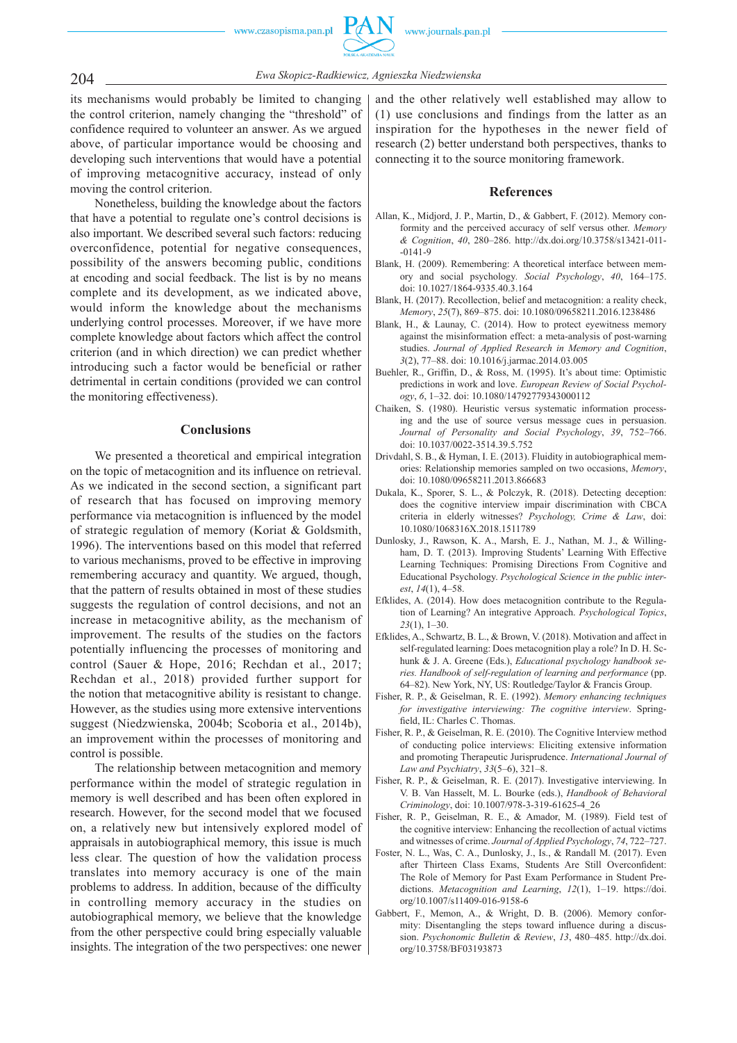its mechanisms would probably be limited to changing the control criterion, namely changing the "threshold" of confidence required to volunteer an answer. As we argued above, of particular importance would be choosing and developing such interventions that would have a potential of improving metacognitive accuracy, instead of only moving the control criterion.

Nonetheless, building the knowledge about the factors that have a potential to regulate one's control decisions is also important. We described several such factors: reducing overconfidence, potential for negative consequences, possibility of the answers becoming public, conditions at encoding and social feedback. The list is by no means complete and its development, as we indicated above, would inform the knowledge about the mechanisms underlying control processes. Moreover, if we have more complete knowledge about factors which affect the control criterion (and in which direction) we can predict whether introducing such a factor would be beneficial or rather detrimental in certain conditions (provided we can control the monitoring effectiveness).

## Conclusions

We presented a theoretical and empirical integration on the topic of metacognition and its influence on retrieval. As we indicated in the second section, a significant part of research that has focused on improving memory performance via metacognition is influenced by the model of strategic regulation of memory (Koriat & Goldsmith, 1996). The interventions based on this model that referred to various mechanisms, proved to be effective in improving remembering accuracy and quantity. We argued, though, that the pattern of results obtained in most of these studies suggests the regulation of control decisions, and not an increase in metacognitive ability, as the mechanism of improvement. The results of the studies on the factors potentially influencing the processes of monitoring and control (Sauer & Hope, 2016; Rechdan et al., 2017; Rechdan et al., 2018) provided further support for the notion that metacognitive ability is resistant to change. However, as the studies using more extensive interventions suggest (Niedzwienska, 2004b; Scoboria et al., 2014b), an improvement within the processes of monitoring and control is possible.

The relationship between metacognition and memory performance within the model of strategic regulation in memory is well described and has been often explored in research. However, for the second model that we focused on, a relatively new but intensively explored model of appraisals in autobiographical memory, this issue is much less clear. The question of how the validation process translates into memory accuracy is one of the main problems to address. In addition, because of the difficulty in controlling memory accuracy in the studies on autobiographical memory, we believe that the knowledge from the other perspective could bring especially valuable insights. The integration of the two perspectives: one newer and the other relatively well established may allow to (1) use conclusions and findings from the latter as an inspiration for the hypotheses in the newer field of research (2) better understand both perspectives, thanks to connecting it to the source monitoring framework.

## References

Allan, K., Midjord, J. P., Martin, D., & Gabbert, F. (2012). Memory conformity and the perceived accuracy of self versus other. *Memory & Cognition*, *40*, 280–286. http://dx.doi.org/10.3758/s13421-011--0141-9

Blank, H. (2009). Remembering: A theoretical interface between memory and social psychology. *Social Psychology*, *40*, 164–175. doi: 10.1027/1864-9335.40.3.164

Blank, H. (2017). Recollection, belief and metacognition: a reality check, *Memory*, *25*(7), 869–875. doi: 10.1080/09658211.2016.1238486

Blank, H., & Launay, C. (2014). How to protect eyewitness memory against the misinformation effect: a meta-analysis of post-warning studies. *Journal of Applied Research in Memory and Cognition*, *3*(2), 77–88. doi: 10.1016/j.jarmac.2014.03.005

Buehler, R., Griffin, D., & Ross, M. (1995). It's about time: Optimistic predictions in work and love. *European Review of Social Psychology*, *6*, 1–32. doi: 10.1080/14792779343000112

Chaiken, S. (1980). Heuristic versus systematic information processing and the use of source versus message cues in persuasion. *Journal of Personality and Social Psychology*, *39*, 752–766. doi: 10.1037/0022-3514.39.5.752

Drivdahl, S. B., & Hyman, I. E. (2013). Fluidity in autobiographical memories: Relationship memories sampled on two occasions, *Memory*, doi: 10.1080/09658211.2013.866683

Dukala, K., Sporer, S. L., & Polczyk, R. (2018). Detecting deception: does the cognitive interview impair discrimination with CBCA criteria in elderly witnesses? *Psychology, Crime & Law*, doi: 10.1080/1068316X.2018.1511789

Dunlosky, J., Rawson, K. A., Marsh, E. J., Nathan, M. J., & Willingham, D. T. (2013). Improving Students' Learning With Effective Learning Techniques: Promising Directions From Cognitive and Educational Psychology. *Psychological Science in the public interest*, *14*(1), 4–58.

Efklides, A. (2014). How does metacognition contribute to the Regulation of Learning? An integrative Approach. *Psychological Topics*, *23*(1), 1–30.

Efklides, A., Schwartz, B. L., & Brown, V. (2018). Motivation and affect in self-regulated learning: Does metacognition play a role? In D. H. Schunk & J. A. Greene (Eds.), *Educational psychology handbook series. Handbook of self-regulation of learning and performance* (pp. 64–82). New York, NY, US: Routledge/Taylor & Francis Group.

Fisher, R. P., & Geiselman, R. E. (1992). *Memory enhancing techniques for investigative interviewing: The cognitive interview*. Springfield, IL: Charles C. Thomas.

Fisher, R. P., & Geiselman, R. E. (2010). The Cognitive Interview method of conducting police interviews: Eliciting extensive information and promoting Therapeutic Jurisprudence. *International Journal of Law and Psychiatry*, *33*(5–6), 321–8.

Fisher, R. P., & Geiselman, R. E. (2017). Investigative interviewing. In V. B. Van Hasselt, M. L. Bourke (eds.), *Handbook of Behavioral Criminology*, doi: 10.1007/978-3-319-61625-4_26

Fisher, R. P., Geiselman, R. E., & Amador, M. (1989). Field test of the cognitive interview: Enhancing the recollection of actual victims and witnesses of crime. *Journal of Applied Psychology*, *74*, 722–727.

Foster, N. L., Was, C. A., Dunlosky, J., Is., & Randall M. (2017). Even after Thirteen Class Exams, Students Are Still Overconfident: The Role of Memory for Past Exam Performance in Student Predictions. *Metacognition and Learning*, *12*(1), 1–19. https://doi.org/10.1007/s11409-016-9158-6

Gabbert, F., Memon, A., & Wright, D. B. (2006). Memory conformity: Disentangling the steps toward influence during a discussion. *Psychonomic Bulletin & Review*, *13*, 480–485. http://dx.doi.org/10.3758/BF03193873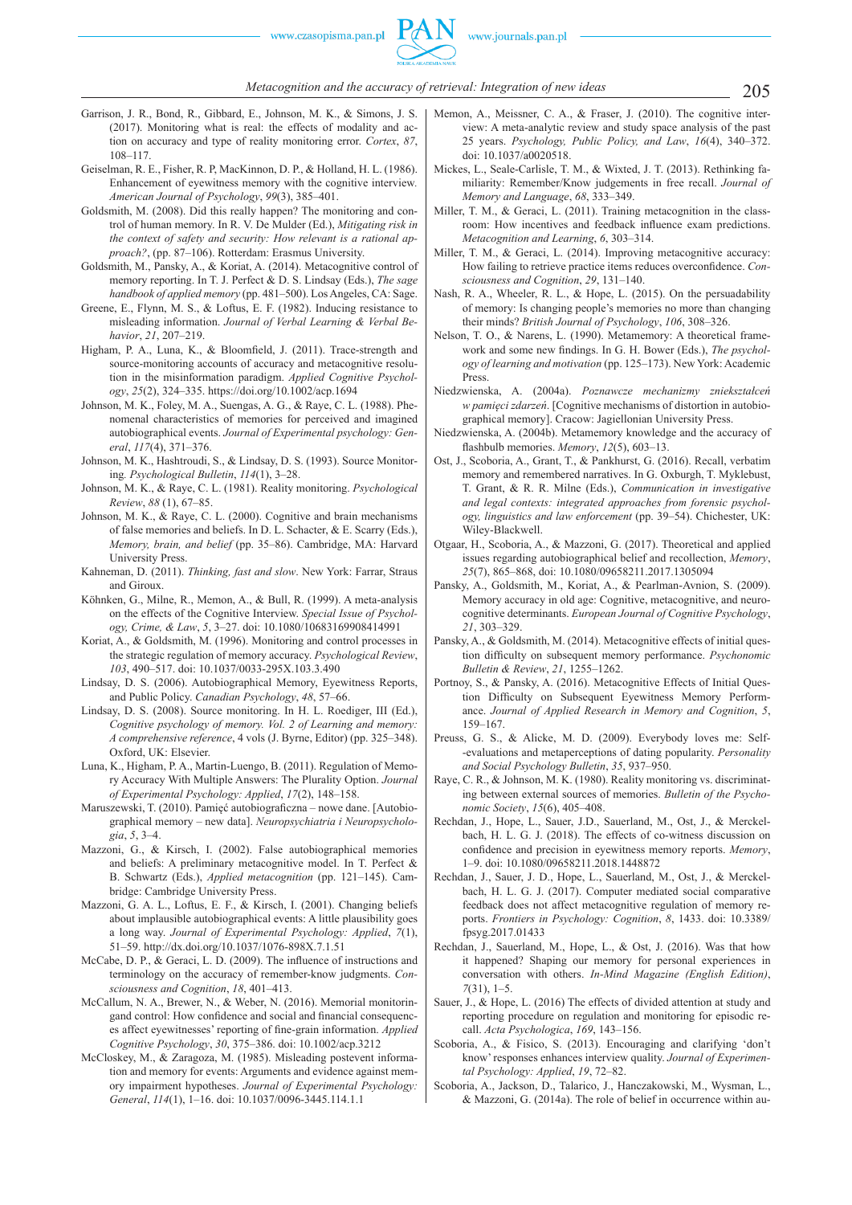Garrison, J. R., Bond, R., Gibbard, E., Johnson, M. K., & Simons, J. S. (2017). Monitoring what is real: the effects of modality and action on accuracy and type of reality monitoring error. *Cortex*, *87*, 108–117.

Geiselman, R. E., Fisher, R. P, MacKinnon, D. P., & Holland, H. L. (1986). Enhancement of eyewitness memory with the cognitive interview. *American Journal of Psychology*, *99*(3), 385–401.

Goldsmith, M. (2008). Did this really happen? The monitoring and control of human memory. In R. V. De Mulder (Ed.), *Mitigating risk in the context of safety and security: How relevant is a rational approach?*, (pp. 87–106). Rotterdam: Erasmus University.

Goldsmith, M., Pansky, A., & Koriat, A. (2014). Metacognitive control of memory reporting. In T. J. Perfect & D. S. Lindsay (Eds.), *The sage handbook of applied memory* (pp. 481–500). Los Angeles, CA: Sage.

Greene, E., Flynn, M. S., & Loftus, E. F. (1982). Inducing resistance to misleading information. *Journal of Verbal Learning & Verbal Behavior*, *21*, 207–219.

Higham, P. A., Luna, K., & Bloomfield, J. (2011). Trace-strength and source-monitoring accounts of accuracy and metacognitive resolution in the misinformation paradigm. *Applied Cognitive Psychology*, *25*(2), 324–335. https://doi.org/10.1002/acp.1694

Johnson, M. K., Foley, M. A., Suengas, A. G., & Raye, C. L. (1988). Phenomenal characteristics of memories for perceived and imagined autobiographical events. *Journal of Experimental psychology: General*, *117*(4), 371–376.

Johnson, M. K., Hashtroudi, S., & Lindsay, D. S. (1993). Source Monitoring. *Psychological Bulletin*, *114*(1), 3–28.

Johnson, M. K., & Raye, C. L. (1981). Reality monitoring. *Psychological Review*, *88* (1), 67–85.

Johnson, M. K., & Raye, C. L. (2000). Cognitive and brain mechanisms of false memories and beliefs. In D. L. Schacter, & E. Scarry (Eds.), *Memory, brain, and belief* (pp. 35–86). Cambridge, MA: Harvard University Press.

Kahneman, D. (2011). *Thinking, fast and slow*. New York: Farrar, Straus and Giroux.

Köhnken, G., Milne, R., Memon, A., & Bull, R. (1999). A meta-analysis on the effects of the Cognitive Interview. *Special Issue of Psychology, Crime, & Law*, *5*, 3–27. doi: 10.1080/10683169908414991

Koriat, A., & Goldsmith, M. (1996). Monitoring and control processes in the strategic regulation of memory accuracy. *Psychological Review*, *103*, 490–517. doi: 10.1037/0033-295X.103.3.490

Lindsay, D. S. (2006). Autobiographical Memory, Eyewitness Reports, and Public Policy. *Canadian Psychology*, *48*, 57–66.

Lindsay, D. S. (2008). Source monitoring. In H. L. Roediger, III (Ed.), *Cognitive psychology of memory. Vol. 2 of Learning and memory: A comprehensive reference*, 4 vols (J. Byrne, Editor) (pp. 325–348). Oxford, UK: Elsevier.

Luna, K., Higham, P. A., Martin-Luengo, B. (2011). Regulation of Memory Accuracy With Multiple Answers: The Plurality Option. *Journal of Experimental Psychology: Applied*, *17*(2), 148–158.

Maruszewski, T. (2010). Pamięć autobiograficzna – nowe dane. [Autobiographical memory – new data]. *Neuropsychiatria i Neuropsychologia*, *5*, 3–4.

Mazzoni, G., & Kirsch, I. (2002). False autobiographical memories and beliefs: A preliminary metacognitive model. In T. Perfect & B. Schwartz (Eds.), *Applied metacognition* (pp. 121–145). Cambridge: Cambridge University Press.

Mazzoni, G. A. L., Loftus, E. F., & Kirsch, I. (2001). Changing beliefs about implausible autobiographical events: A little plausibility goes a long way. *Journal of Experimental Psychology: Applied*, *7*(1), 51–59. http://dx.doi.org/10.1037/1076-898X.7.1.51

McCabe, D. P., & Geraci, L. D. (2009). The influence of instructions and terminology on the accuracy of remember-know judgments. *Consciousness and Cognition*, *18*, 401–413.

McCallum, N. A., Brewer, N., & Weber, N. (2016). Memorial monitoringand control: How confidence and social and financial consequences affect eyewitnesses' reporting of fine-grain information. *Applied Cognitive Psychology*, *30*, 375–386. doi: 10.1002/acp.3212

McCloskey, M., & Zaragoza, M. (1985). Misleading postevent information and memory for events: Arguments and evidence against memory impairment hypotheses. *Journal of Experimental Psychology: General*, *114*(1), 1–16. doi: 10.1037/0096-3445.114.1.1

Memon, A., Meissner, C. A., & Fraser, J. (2010). The cognitive interview: A meta-analytic review and study space analysis of the past 25 years. *Psychology, Public Policy, and Law*, *16*(4), 340–372. doi: 10.1037/a0020518.

Mickes, L., Seale-Carlisle, T. M., & Wixted, J. T. (2013). Rethinking familiarity: Remember/Know judgements in free recall. *Journal of Memory and Language*, *68*, 333–349.

Miller, T. M., & Geraci, L. (2011). Training metacognition in the classroom: How incentives and feedback influence exam predictions. *Metacognition and Learning*, *6*, 303–314.

Miller, T. M., & Geraci, L. (2014). Improving metacognitive accuracy: How failing to retrieve practice items reduces overconfidence. *Consciousness and Cognition*, *29*, 131–140.

Nash, R. A., Wheeler, R. L., & Hope, L. (2015). On the persuadability of memory: Is changing people's memories no more than changing their minds? *British Journal of Psychology*, *106*, 308–326.

Nelson, T. O., & Narens, L. (1990). Metamemory: A theoretical framework and some new findings. In G. H. Bower (Eds.), *The psychology of learning and motivation* (pp. 125–173). New York: Academic Press.

Niedzwienska, A. (2004a). *Poznawcze mechanizmy zniekształceń w pamięci zdarzeń*. [Cognitive mechanisms of distortion in autobiographical memory]. Cracow: Jagiellonian University Press.

Niedzwienska, A. (2004b). Metamemory knowledge and the accuracy of flashbulb memories. *Memory*, *12*(5), 603–13.

Ost, J., Scoboria, A., Grant, T., & Pankhurst, G. (2016). Recall, verbatim memory and remembered narratives. In G. Oxburgh, T. Myklebust, T. Grant, & R. R. Milne (Eds.), *Communication in investigative and legal contexts: integrated approaches from forensic psychology, linguistics and law enforcement* (pp. 39–54). Chichester, UK: Wiley-Blackwell.

Otgaar, H., Scoboria, A., & Mazzoni, G. (2017). Theoretical and applied issues regarding autobiographical belief and recollection, *Memory*, *25*(7), 865–868, doi: 10.1080/09658211.2017.1305094

Pansky, A., Goldsmith, M., Koriat, A., & Pearlman-Avnion, S. (2009). Memory accuracy in old age: Cognitive, metacognitive, and neurocognitive determinants. *European Journal of Cognitive Psychology*, *21*, 303–329.

Pansky, A., & Goldsmith, M. (2014). Metacognitive effects of initial question difficulty on subsequent memory performance. *Psychonomic Bulletin & Review*, *21*, 1255–1262.

Portnoy, S., & Pansky, A. (2016). Metacognitive Effects of Initial Question Difficulty on Subsequent Eyewitness Memory Performance. *Journal of Applied Research in Memory and Cognition*, *5*, 159–167.

Preuss, G. S., & Alicke, M. D. (2009). Everybody loves me: Self-evaluations and metaperceptions of dating popularity. *Personality and Social Psychology Bulletin*, *35*, 937–950.

Raye, C. R., & Johnson, M. K. (1980). Reality monitoring vs. discriminating between external sources of memories. *Bulletin of the Psychonomic Society*, *15*(6), 405–408.

Rechdan, J., Hope, L., Sauer, J.D., Sauerland, M., Ost, J., & Merckelbach, H. L. G. J. (2018). The effects of co-witness discussion on confidence and precision in eyewitness memory reports. *Memory*, 1–9. doi: 10.1080/09658211.2018.1448872

Rechdan, J., Sauer, J. D., Hope, L., Sauerland, M., Ost, J., & Merckelbach, H. L. G. J. (2017). Computer mediated social comparative feedback does not affect metacognitive regulation of memory reports. *Frontiers in Psychology: Cognition*, *8*, 1433. doi: 10.3389/fpsyg.2017.01433

Rechdan, J., Sauerland, M., Hope, L., & Ost, J. (2016). Was that how it happened? Shaping our memory for personal experiences in conversation with others. *In-Mind Magazine (English Edition)*, *7*(31), 1–5.

Sauer, J., & Hope, L. (2016) The effects of divided attention at study and reporting procedure on regulation and monitoring for episodic recall. *Acta Psychologica*, *169*, 143–156.

Scoboria, A., & Fisico, S. (2013). Encouraging and clarifying 'don't know' responses enhances interview quality. *Journal of Experimental Psychology: Applied*, *19*, 72–82.

Scoboria, A., Jackson, D., Talarico, J., Hanczakowski, M., Wysman, L., & Mazzoni, G. (2014a). The role of belief in occurrence within au-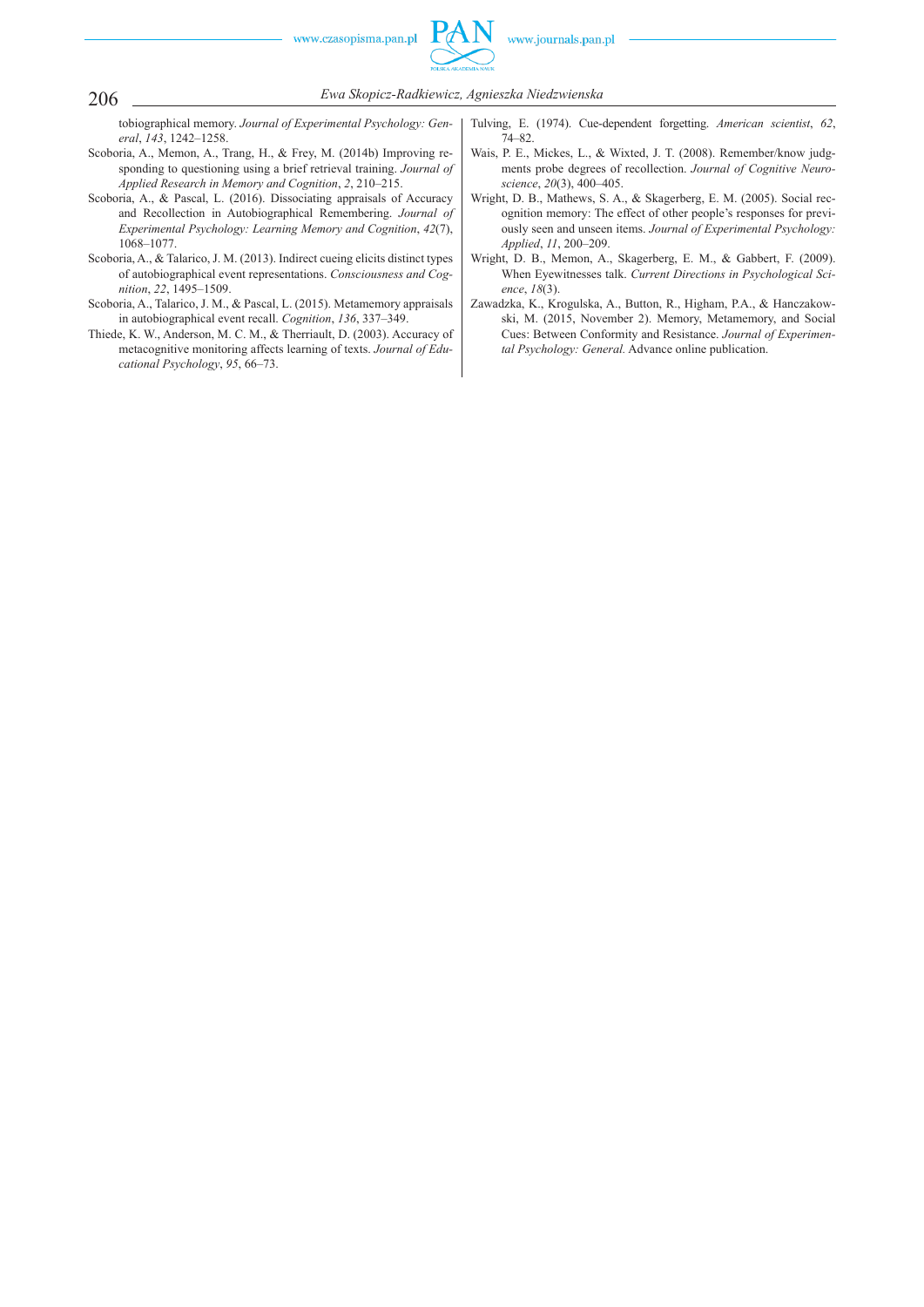tobiographical memory. *Journal of Experimental Psychology: General*, *143*, 1242–1258.

Scoboria, A., Memon, A., Trang, H., & Frey, M. (2014b) Improving responding to questioning using a brief retrieval training. *Journal of Applied Research in Memory and Cognition*, *2*, 210–215.

Scoboria, A., & Pascal, L. (2016). Dissociating appraisals of Accuracy and Recollection in Autobiographical Remembering. *Journal of Experimental Psychology: Learning Memory and Cognition*, *42*(7), 1068–1077.

Scoboria, A., & Talarico, J. M. (2013). Indirect cueing elicits distinct types of autobiographical event representations. *Consciousness and Cognition*, *22*, 1495–1509.

Scoboria, A., Talarico, J. M., & Pascal, L. (2015). Metamemory appraisals in autobiographical event recall. *Cognition*, *136*, 337–349.

Thiede, K. W., Anderson, M. C. M., & Therriault, D. (2003). Accuracy of metacognitive monitoring affects learning of texts. *Journal of Educational Psychology*, *95*, 66–73.

Tulving, E. (1974). Cue-dependent forgetting. *American scientist*, *62*, 74–82.

Wais, P. E., Mickes, L., & Wixted, J. T. (2008). Remember/know judgments probe degrees of recollection. *Journal of Cognitive Neuroscience*, *20*(3), 400–405.

Wright, D. B., Mathews, S. A., & Skagerberg, E. M. (2005). Social recognition memory: The effect of other people's responses for previously seen and unseen items. *Journal of Experimental Psychology: Applied*, *11*, 200–209.

Wright, D. B., Memon, A., Skagerberg, E. M., & Gabbert, F. (2009). When Eyewitnesses talk. *Current Directions in Psychological Science*, *18*(3).

Zawadzka, K., Krogulska, A., Button, R., Higham, P.A., & Hanczakowski, M. (2015, November 2). Memory, Metamemory, and Social Cues: Between Conformity and Resistance. *Journal of Experimental Psychology: General*. Advance online publication.